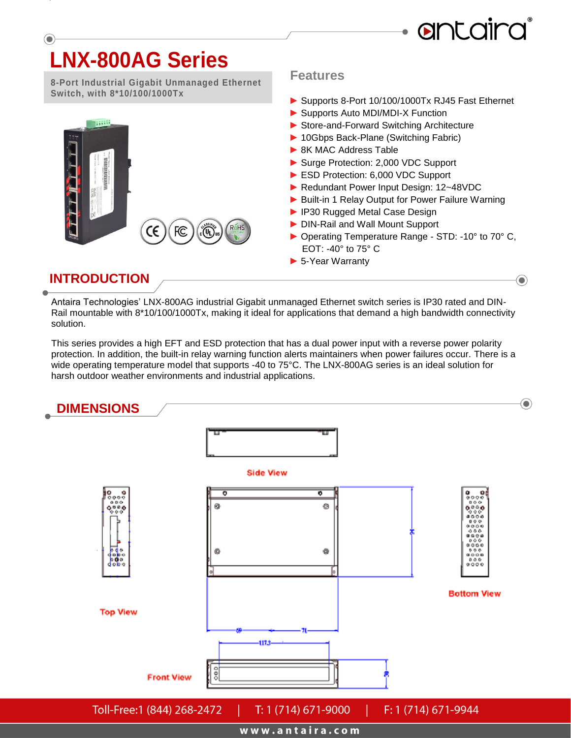# LNX-800AG Series

**8-Port Industrial Gigabit Unmanaged Ethernet Switch, with 8*10/100/1000Tx**

## Features

- Supports 8-Port 10/100/1000Tx RJ45 Fast Ethernet
- Supports Auto MDI/MDI-X Function
- Store-and-Forward Switching Architecture
- 10Gbps Back-Plane (Switching Fabric)
- 8K MAC Address Table
- Surge Protection: 2,000 VDC Support
- ESD Protection: 6,000 VDC Support
- Redundant Power Input Design: 12~48VDC
- Built-in 1 Relay Output for Power Failure Warning
- IP30 Rugged Metal Case Design
- DIN-Rail and Wall Mount Support
- Operating Temperature Range - STD: -10° to 70° C, EOT: -40° to 75° C
- 5-Year Warranty

## INTRODUCTION

Antaira Technologies' LNX-800AG industrial Gigabit unmanaged Ethernet switch series is IP30 rated and DIN-Rail mountable with 8*10/100/1000Tx, making it ideal for applications that demand a high bandwidth connectivity solution.

This series provides a high EFT and ESD protection that has a dual power input with a reverse power polarity protection. In addition, the built-in relay warning function alerts maintainers when power failures occur. There is a wide operating temperature model that supports -40 to 75°C. The LNX-800AG series is an ideal solution for harsh outdoor weather environments and industrial applications.

## DIMENSIONS

Side View

Top View

Bottom View

Front View

Toll-Free:1 (844) 268-2472 | T: 1 (714) 671-9000 | F: 1 (714) 671-9944

www.antaira.com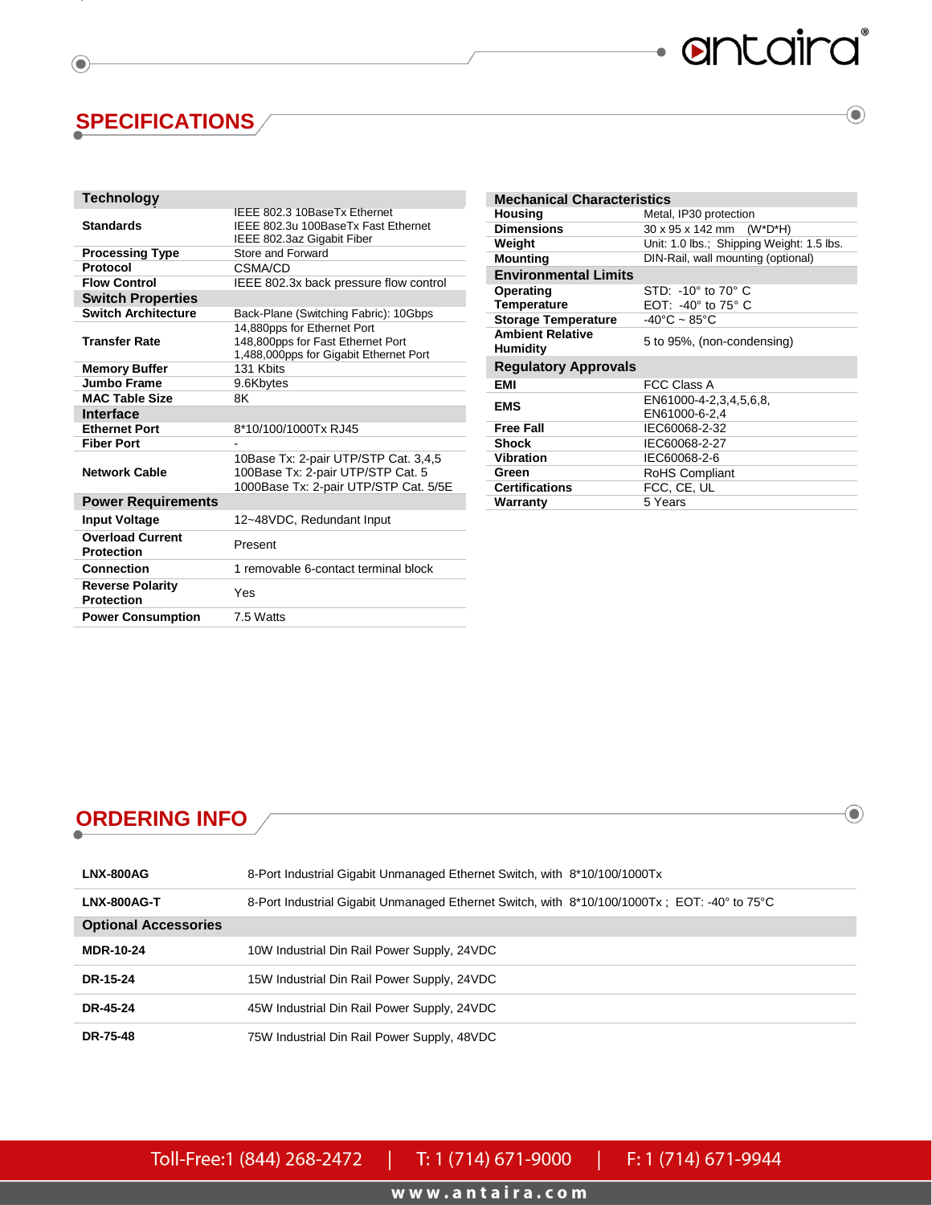## SPECIFICATIONS

| | |
|---|---|
| **Technology** | |
| **Standards** | IEEE 802.3 10BaseTx Ethernet<br>IEEE 802.3u 100BaseTx Fast Ethernet<br>IEEE 802.3az Gigabit Fiber |
| **Processing Type** | Store and Forward |
| **Protocol** | CSMA/CD |
| **Flow Control** | IEEE 802.3x back pressure flow control |
| **Switch Properties** | |
| **Switch Architecture** | Back-Plane (Switching Fabric): 10Gbps |
| **Transfer Rate** | 14,880pps for Ethernet Port<br>148,800pps for Fast Ethernet Port<br>1,488,000pps for Gigabit Ethernet Port |
| **Memory Buffer** | 131 Kbits |
| **Jumbo Frame** | 9.6Kbytes |
| **MAC Table Size** | 8K |
| **Interface** | |
| **Ethernet Port** | 8*10/100/1000Tx RJ45 |
| **Fiber Port** | - |
| **Network Cable** | 10Base Tx: 2-pair UTP/STP Cat. 3,4,5<br>100Base Tx: 2-pair UTP/STP Cat. 5<br>1000Base Tx: 2-pair UTP/STP Cat. 5/5E |
| **Power Requirements** | |
| **Input Voltage** | 12~48VDC, Redundant Input |
| **Overload Current Protection** | Present |
| **Connection** | 1 removable 6-contact terminal block |
| **Reverse Polarity Protection** | Yes |
| **Power Consumption** | 7.5 Watts |

| | |
|---|---|
| **Mechanical Characteristics** | |
| **Housing** | Metal, IP30 protection |
| **Dimensions** | 30 x 95 x 142 mm (W*D*H) |
| **Weight** | Unit: 1.0 lbs.; Shipping Weight: 1.5 lbs. |
| **Mounting** | DIN-Rail, wall mounting (optional) |
| **Environmental Limits** | |
| **Operating Temperature** | STD: -10° to 70° C<br>EOT: -40° to 75° C |
| **Storage Temperature** | -40°C ~ 85°C |
| **Ambient Relative Humidity** | 5 to 95%, (non-condensing) |
| **Regulatory Approvals** | |
| **EMI** | FCC Class A |
| **EMS** | EN61000-4-2,3,4,5,6,8,<br>EN61000-6-2,4 |
| **Free Fall** | IEC60068-2-32 |
| **Shock** | IEC60068-2-27 |
| **Vibration** | IEC60068-2-6 |
| **Green** | RoHS Compliant |
| **Certifications** | FCC, CE, UL |
| **Warranty** | 5 Years |

## ORDERING INFO

| | |
|---|---|
| **LNX-800AG** | 8-Port Industrial Gigabit Unmanaged Ethernet Switch, with 8*10/100/1000Tx |
| **LNX-800AG-T** | 8-Port Industrial Gigabit Unmanaged Ethernet Switch, with 8*10/100/1000Tx ; EOT: -40° to 75°C |
| **Optional Accessories** | |
| **MDR-10-24** | 10W Industrial Din Rail Power Supply, 24VDC |
| **DR-15-24** | 15W Industrial Din Rail Power Supply, 24VDC |
| **DR-45-24** | 45W Industrial Din Rail Power Supply, 24VDC |
| **DR-75-48** | 75W Industrial Din Rail Power Supply, 48VDC |

Toll-Free:1 (844) 268-2472 | T: 1 (714) 671-9000 | F: 1 (714) 671-9944

www.antaira.com